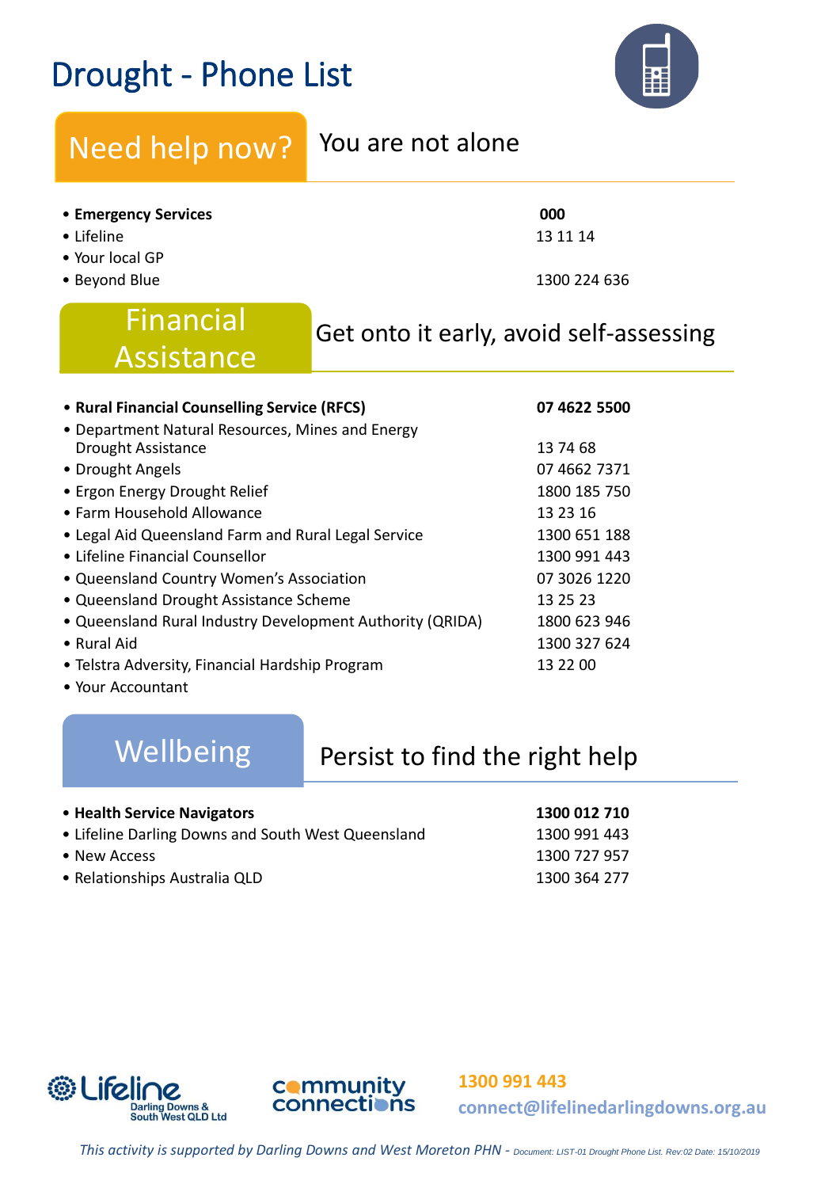# Drought - Phone List

## Need help now?

You are not alone

| | |
|---|---|
| **Emergency Services** | **000** |
| Lifeline | 13 11 14 |
| Your local GP | |
| Beyond Blue | 1300 224 636 |

## Financial Assistance

Get onto it early, avoid self-assessing

| | |
|---|---|
| **Rural Financial Counselling Service (RFCS)** | **07 4622 5500** |
| Department Natural Resources, Mines and Energy Drought Assistance | 13 74 68 |
| Drought Angels | 07 4662 7371 |
| Ergon Energy Drought Relief | 1800 185 750 |
| Farm Household Allowance | 13 23 16 |
| Legal Aid Queensland Farm and Rural Legal Service | 1300 651 188 |
| Lifeline Financial Counsellor | 1300 991 443 |
| Queensland Country Women's Association | 07 3026 1220 |
| Queensland Drought Assistance Scheme | 13 25 23 |
| Queensland Rural Industry Development Authority (QRIDA) | 1800 623 946 |
| Rural Aid | 1300 327 624 |
| Telstra Adversity, Financial Hardship Program | 13 22 00 |
| Your Accountant | |

## Wellbeing

Persist to find the right help

| | |
|---|---|
| **Health Service Navigators** | **1300 012 710** |
| Lifeline Darling Downs and South West Queensland | 1300 991 443 |
| New Access | 1300 727 957 |
| Relationships Australia QLD | 1300 364 277 |

Lifeline Darling Downs & South West QLD Ltd

community connections

**1300 991 443**

**connect@lifelinedarlingdowns.org.au**

*This activity is supported by Darling Downs and West Moreton PHN - Document: LIST-01 Drought Phone List. Rev:02 Date: 15/10/2019*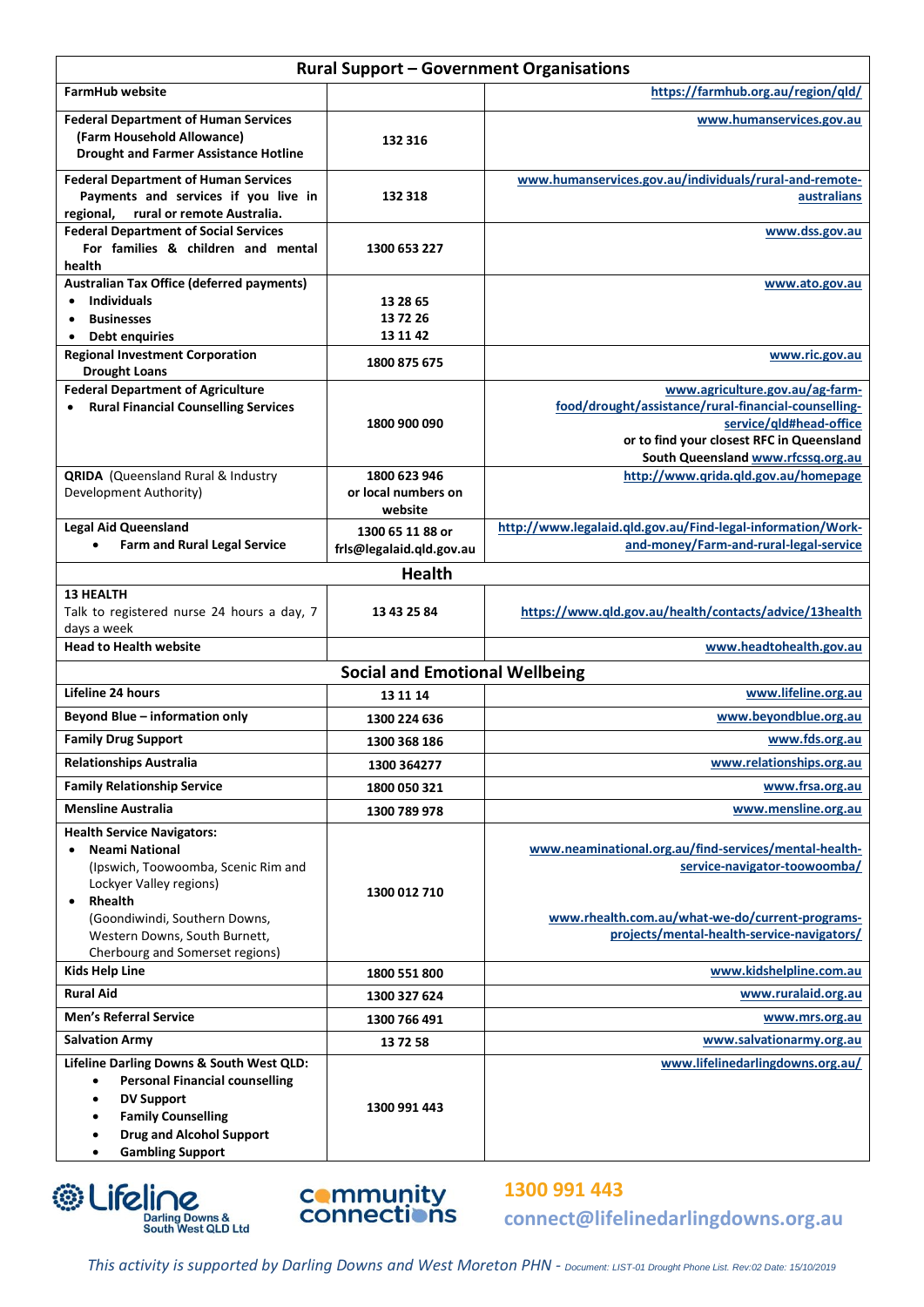| Rural Support – Government Organisations | | |
|---|---|---|
| **FarmHub website** | | **https://farmhub.org.au/region/qld/** |
| **Federal Department of Human Services (Farm Household Allowance) Drought and Farmer Assistance Hotline** | **132 316** | **www.humanservices.gov.au** |
| **Federal Department of Human Services Payments and services if you live in regional, rural or remote Australia.** | **132 318** | **www.humanservices.gov.au/individuals/rural-and-remote-australians** |
| **Federal Department of Social Services For families & children and mental health** | **1300 653 227** | **www.dss.gov.au** |
| **Australian Tax Office (deferred payments)**<br>• **Individuals**<br>• **Businesses**<br>• **Debt enquiries** | <br>**13 28 65**<br>**13 72 26**<br>**13 11 42** | **www.ato.gov.au** |
| **Regional Investment Corporation Drought Loans** | **1800 875 675** | **www.ric.gov.au** |
| **Federal Department of Agriculture**<br>• **Rural Financial Counselling Services** | **1800 900 090** | **www.agriculture.gov.au/ag-farm-food/drought/assistance/rural-financial-counselling-service/qld#head-office** **or to find your closest RFC in Queensland South Queensland www.rfcssq.org.au** |
| **QRIDA** (Queensland Rural & Industry Development Authority) | **1800 623 946 or local numbers on website** | **http://www.qrida.qld.gov.au/homepage** |
| **Legal Aid Queensland**<br>• **Farm and Rural Legal Service** | **1300 65 11 88 or frls@legalaid.qld.gov.au** | **http://www.legalaid.qld.gov.au/Find-legal-information/Work-and-money/Farm-and-rural-legal-service** |
| **Health** | | |
| **13 HEALTH** Talk to registered nurse 24 hours a day, 7 days a week | **13 43 25 84** | **https://www.qld.gov.au/health/contacts/advice/13health** |
| **Head to Health website** | | **www.headtohealth.gov.au** |
| **Social and Emotional Wellbeing** | | |
| **Lifeline 24 hours** | **13 11 14** | **www.lifeline.org.au** |
| **Beyond Blue – information only** | **1300 224 636** | **www.beyondblue.org.au** |
| **Family Drug Support** | **1300 368 186** | **www.fds.org.au** |
| **Relationships Australia** | **1300 364277** | **www.relationships.org.au** |
| **Family Relationship Service** | **1800 050 321** | **www.frsa.org.au** |
| **Mensline Australia** | **1300 789 978** | **www.mensline.org.au** |
| **Health Service Navigators:**<br>• **Neami National** (Ipswich, Toowoomba, Scenic Rim and Lockyer Valley regions)<br>• **Rhealth** (Goondiwindi, Southern Downs, Western Downs, South Burnett, Cherbourg and Somerset regions) | **1300 012 710** | **www.neaminational.org.au/find-services/mental-health-service-navigator-toowoomba/**<br>**www.rhealth.com.au/what-we-do/current-programs-projects/mental-health-service-navigators/** |
| **Kids Help Line** | **1800 551 800** | **www.kidshelpline.com.au** |
| **Rural Aid** | **1300 327 624** | **www.ruralaid.org.au** |
| **Men's Referral Service** | **1300 766 491** | **www.mrs.org.au** |
| **Salvation Army** | **13 72 58** | **www.salvationarmy.org.au** |
| **Lifeline Darling Downs & South West QLD:**<br>• **Personal Financial counselling**<br>• **DV Support**<br>• **Family Counselling**<br>• **Drug and Alcohol Support**<br>• **Gambling Support** | **1300 991 443** | **www.lifelinedarlingdowns.org.au/** |

Lifeline Darling Downs & South West QLD Ltd

community connections

**1300 991 443**

**connect@lifelinedarlingdowns.org.au**

*This activity is supported by Darling Downs and West Moreton PHN - Document: LIST-01 Drought Phone List. Rev:02 Date: 15/10/2019*